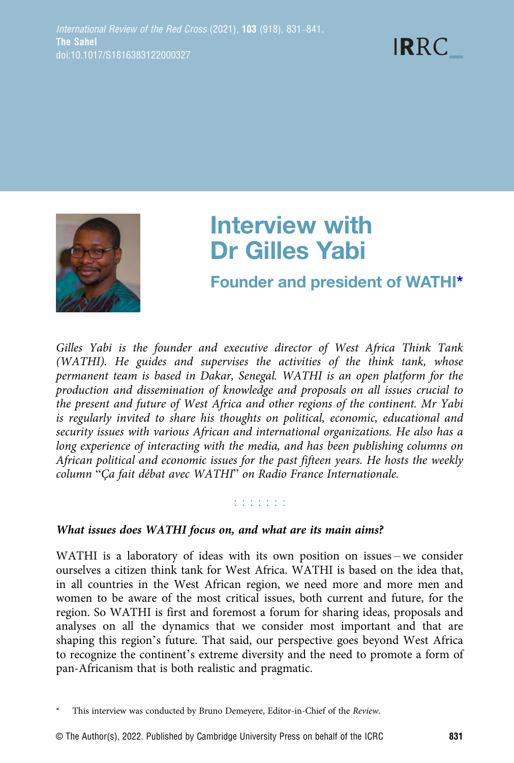# Interview with Dr Gilles Yabi

## Founder and president of WATHI*

*Gilles Yabi is the founder and executive director of West Africa Think Tank (WATHI). He guides and supervises the activities of the think tank, whose permanent team is based in Dakar, Senegal. WATHI is an open platform for the production and dissemination of knowledge and proposals on all issues crucial to the present and future of West Africa and other regions of the continent. Mr Yabi is regularly invited to share his thoughts on political, economic, educational and security issues with various African and international organizations. He also has a long experience of interacting with the media, and has been publishing columns on African political and economic issues for the past fifteen years. He hosts the weekly column "Ça fait débat avec WATHI" on Radio France Internationale.*

:::::::

***What issues does WATHI focus on, and what are its main aims?***

WATHI is a laboratory of ideas with its own position on issues – we consider ourselves a citizen think tank for West Africa. WATHI is based on the idea that, in all countries in the West African region, we need more and more men and women to be aware of the most critical issues, both current and future, for the region. So WATHI is first and foremost a forum for sharing ideas, proposals and analyses on all the dynamics that we consider most important and that are shaping this region's future. That said, our perspective goes beyond West Africa to recognize the continent's extreme diversity and the need to promote a form of pan-Africanism that is both realistic and pragmatic.

\* This interview was conducted by Bruno Demeyere, Editor-in-Chief of the *Review*.

© The Author(s), 2022. Published by Cambridge University Press on behalf of the ICRC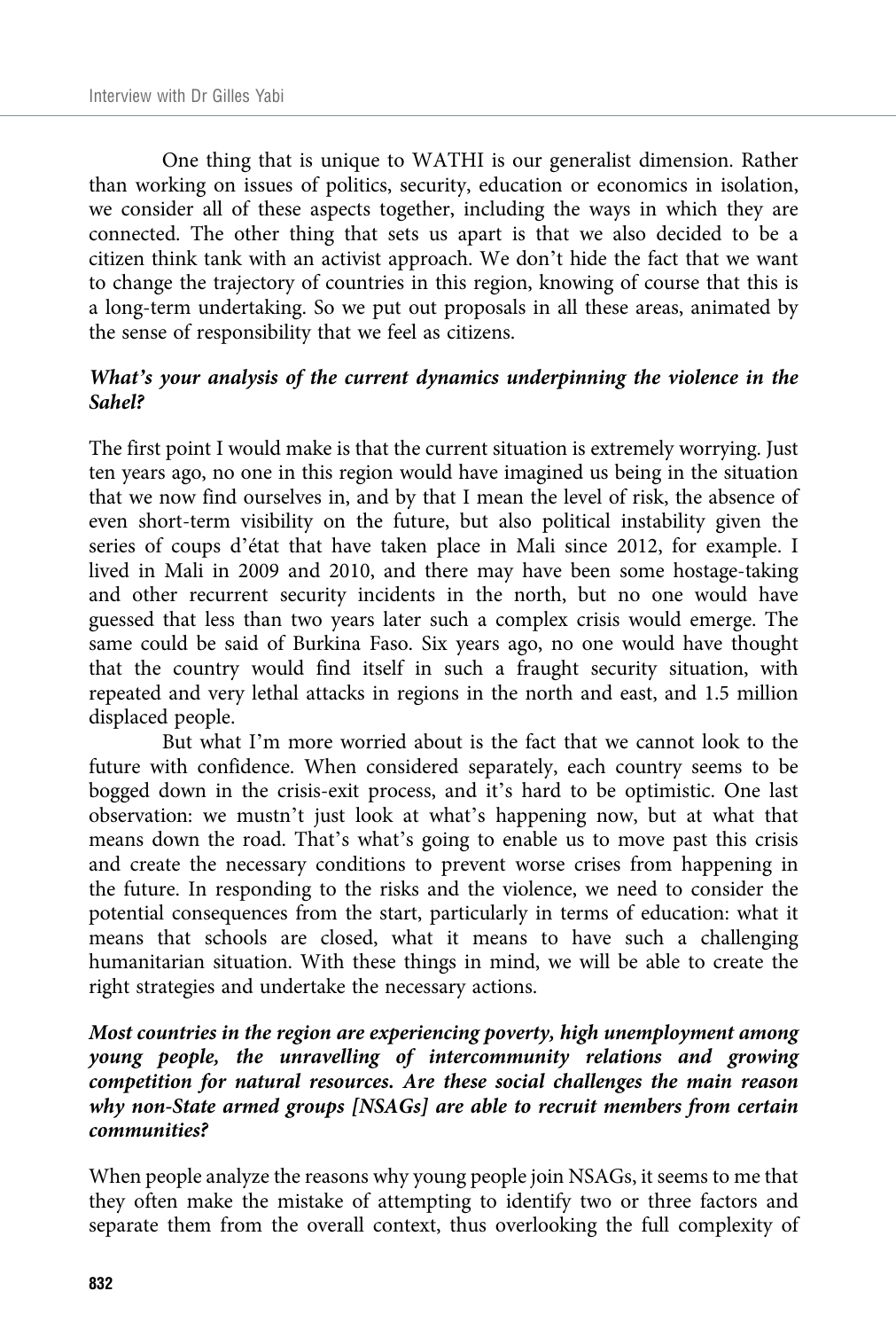One thing that is unique to WATHI is our generalist dimension. Rather than working on issues of politics, security, education or economics in isolation, we consider all of these aspects together, including the ways in which they are connected. The other thing that sets us apart is that we also decided to be a citizen think tank with an activist approach. We don't hide the fact that we want to change the trajectory of countries in this region, knowing of course that this is a long-term undertaking. So we put out proposals in all these areas, animated by the sense of responsibility that we feel as citizens.

***What's your analysis of the current dynamics underpinning the violence in the Sahel?***

The first point I would make is that the current situation is extremely worrying. Just ten years ago, no one in this region would have imagined us being in the situation that we now find ourselves in, and by that I mean the level of risk, the absence of even short-term visibility on the future, but also political instability given the series of coups d'état that have taken place in Mali since 2012, for example. I lived in Mali in 2009 and 2010, and there may have been some hostage-taking and other recurrent security incidents in the north, but no one would have guessed that less than two years later such a complex crisis would emerge. The same could be said of Burkina Faso. Six years ago, no one would have thought that the country would find itself in such a fraught security situation, with repeated and very lethal attacks in regions in the north and east, and 1.5 million displaced people.

But what I'm more worried about is the fact that we cannot look to the future with confidence. When considered separately, each country seems to be bogged down in the crisis-exit process, and it's hard to be optimistic. One last observation: we mustn't just look at what's happening now, but at what that means down the road. That's what's going to enable us to move past this crisis and create the necessary conditions to prevent worse crises from happening in the future. In responding to the risks and the violence, we need to consider the potential consequences from the start, particularly in terms of education: what it means that schools are closed, what it means to have such a challenging humanitarian situation. With these things in mind, we will be able to create the right strategies and undertake the necessary actions.

***Most countries in the region are experiencing poverty, high unemployment among young people, the unravelling of intercommunity relations and growing competition for natural resources. Are these social challenges the main reason why non-State armed groups [NSAGs] are able to recruit members from certain communities?***

When people analyze the reasons why young people join NSAGs, it seems to me that they often make the mistake of attempting to identify two or three factors and separate them from the overall context, thus overlooking the full complexity of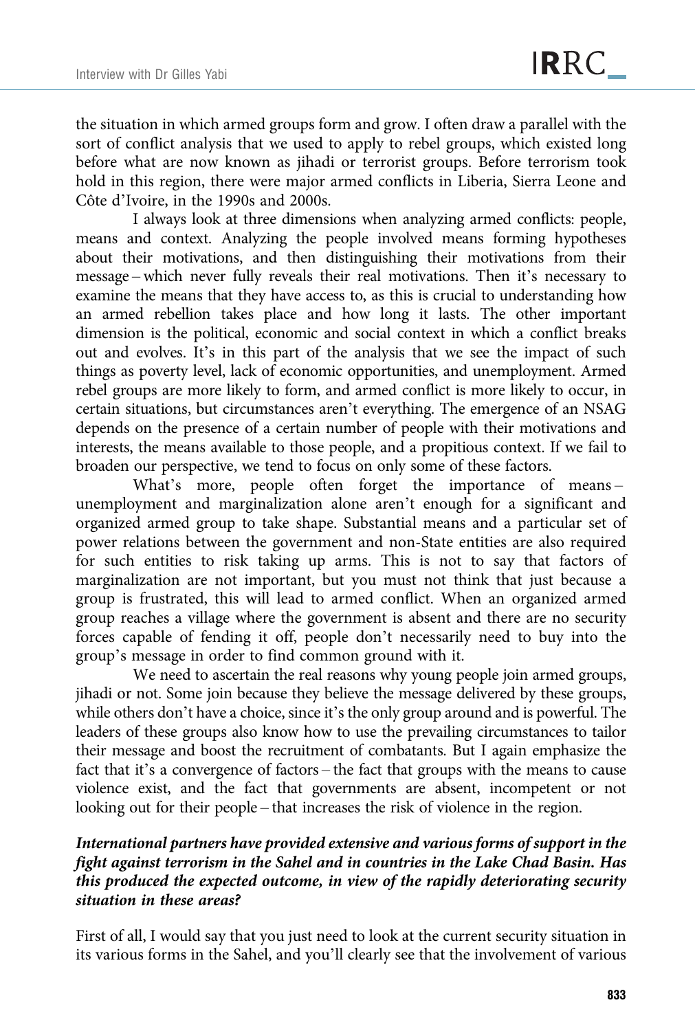the situation in which armed groups form and grow. I often draw a parallel with the sort of conflict analysis that we used to apply to rebel groups, which existed long before what are now known as jihadi or terrorist groups. Before terrorism took hold in this region, there were major armed conflicts in Liberia, Sierra Leone and Côte d'Ivoire, in the 1990s and 2000s.

I always look at three dimensions when analyzing armed conflicts: people, means and context. Analyzing the people involved means forming hypotheses about their motivations, and then distinguishing their motivations from their message – which never fully reveals their real motivations. Then it's necessary to examine the means that they have access to, as this is crucial to understanding how an armed rebellion takes place and how long it lasts. The other important dimension is the political, economic and social context in which a conflict breaks out and evolves. It's in this part of the analysis that we see the impact of such things as poverty level, lack of economic opportunities, and unemployment. Armed rebel groups are more likely to form, and armed conflict is more likely to occur, in certain situations, but circumstances aren't everything. The emergence of an NSAG depends on the presence of a certain number of people with their motivations and interests, the means available to those people, and a propitious context. If we fail to broaden our perspective, we tend to focus on only some of these factors.

What's more, people often forget the importance of means – unemployment and marginalization alone aren't enough for a significant and organized armed group to take shape. Substantial means and a particular set of power relations between the government and non-State entities are also required for such entities to risk taking up arms. This is not to say that factors of marginalization are not important, but you must not think that just because a group is frustrated, this will lead to armed conflict. When an organized armed group reaches a village where the government is absent and there are no security forces capable of fending it off, people don't necessarily need to buy into the group's message in order to find common ground with it.

We need to ascertain the real reasons why young people join armed groups, jihadi or not. Some join because they believe the message delivered by these groups, while others don't have a choice, since it's the only group around and is powerful. The leaders of these groups also know how to use the prevailing circumstances to tailor their message and boost the recruitment of combatants. But I again emphasize the fact that it's a convergence of factors – the fact that groups with the means to cause violence exist, and the fact that governments are absent, incompetent or not looking out for their people – that increases the risk of violence in the region.

***International partners have provided extensive and various forms of support in the fight against terrorism in the Sahel and in countries in the Lake Chad Basin. Has this produced the expected outcome, in view of the rapidly deteriorating security situation in these areas?***

First of all, I would say that you just need to look at the current security situation in its various forms in the Sahel, and you'll clearly see that the involvement of various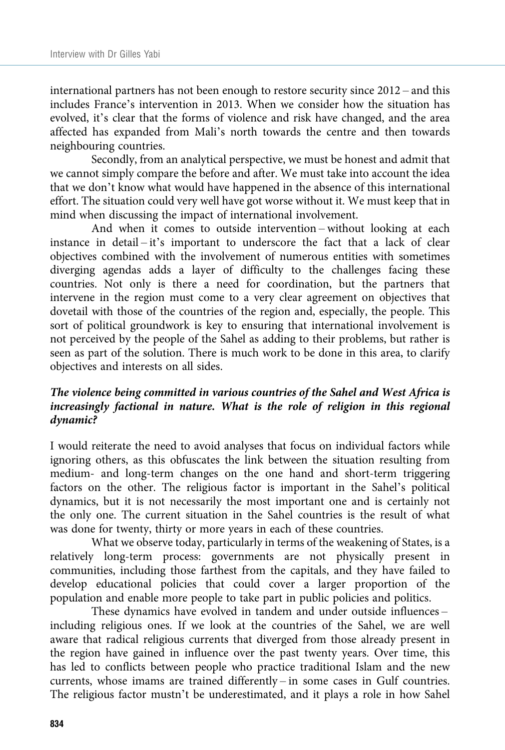international partners has not been enough to restore security since 2012 – and this includes France's intervention in 2013. When we consider how the situation has evolved, it's clear that the forms of violence and risk have changed, and the area affected has expanded from Mali's north towards the centre and then towards neighbouring countries.

Secondly, from an analytical perspective, we must be honest and admit that we cannot simply compare the before and after. We must take into account the idea that we don't know what would have happened in the absence of this international effort. The situation could very well have got worse without it. We must keep that in mind when discussing the impact of international involvement.

And when it comes to outside intervention – without looking at each instance in detail – it's important to underscore the fact that a lack of clear objectives combined with the involvement of numerous entities with sometimes diverging agendas adds a layer of difficulty to the challenges facing these countries. Not only is there a need for coordination, but the partners that intervene in the region must come to a very clear agreement on objectives that dovetail with those of the countries of the region and, especially, the people. This sort of political groundwork is key to ensuring that international involvement is not perceived by the people of the Sahel as adding to their problems, but rather is seen as part of the solution. There is much work to be done in this area, to clarify objectives and interests on all sides.

***The violence being committed in various countries of the Sahel and West Africa is increasingly factional in nature. What is the role of religion in this regional dynamic?***

I would reiterate the need to avoid analyses that focus on individual factors while ignoring others, as this obfuscates the link between the situation resulting from medium- and long-term changes on the one hand and short-term triggering factors on the other. The religious factor is important in the Sahel's political dynamics, but it is not necessarily the most important one and is certainly not the only one. The current situation in the Sahel countries is the result of what was done for twenty, thirty or more years in each of these countries.

What we observe today, particularly in terms of the weakening of States, is a relatively long-term process: governments are not physically present in communities, including those farthest from the capitals, and they have failed to develop educational policies that could cover a larger proportion of the population and enable more people to take part in public policies and politics.

These dynamics have evolved in tandem and under outside influences – including religious ones. If we look at the countries of the Sahel, we are well aware that radical religious currents that diverged from those already present in the region have gained in influence over the past twenty years. Over time, this has led to conflicts between people who practice traditional Islam and the new currents, whose imams are trained differently – in some cases in Gulf countries. The religious factor mustn't be underestimated, and it plays a role in how Sahel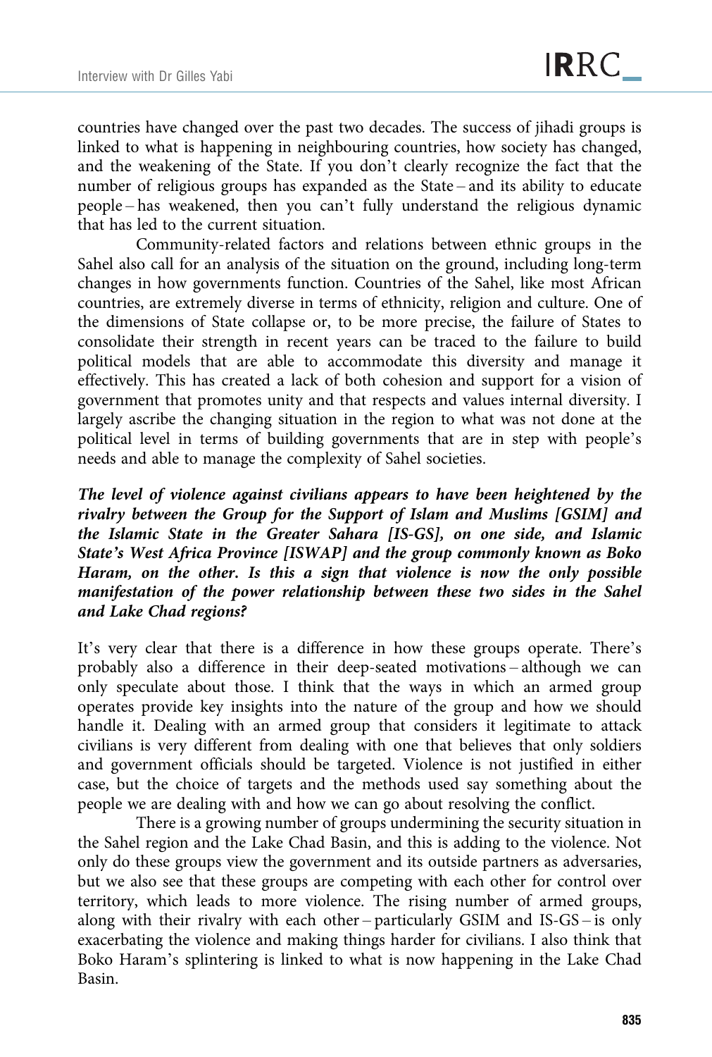countries have changed over the past two decades. The success of jihadi groups is linked to what is happening in neighbouring countries, how society has changed, and the weakening of the State. If you don't clearly recognize the fact that the number of religious groups has expanded as the State – and its ability to educate people – has weakened, then you can't fully understand the religious dynamic that has led to the current situation.

Community-related factors and relations between ethnic groups in the Sahel also call for an analysis of the situation on the ground, including long-term changes in how governments function. Countries of the Sahel, like most African countries, are extremely diverse in terms of ethnicity, religion and culture. One of the dimensions of State collapse or, to be more precise, the failure of States to consolidate their strength in recent years can be traced to the failure to build political models that are able to accommodate this diversity and manage it effectively. This has created a lack of both cohesion and support for a vision of government that promotes unity and that respects and values internal diversity. I largely ascribe the changing situation in the region to what was not done at the political level in terms of building governments that are in step with people's needs and able to manage the complexity of Sahel societies.

***The level of violence against civilians appears to have been heightened by the rivalry between the Group for the Support of Islam and Muslims [GSIM] and the Islamic State in the Greater Sahara [IS-GS], on one side, and Islamic State's West Africa Province [ISWAP] and the group commonly known as Boko Haram, on the other. Is this a sign that violence is now the only possible manifestation of the power relationship between these two sides in the Sahel and Lake Chad regions?***

It's very clear that there is a difference in how these groups operate. There's probably also a difference in their deep-seated motivations – although we can only speculate about those. I think that the ways in which an armed group operates provide key insights into the nature of the group and how we should handle it. Dealing with an armed group that considers it legitimate to attack civilians is very different from dealing with one that believes that only soldiers and government officials should be targeted. Violence is not justified in either case, but the choice of targets and the methods used say something about the people we are dealing with and how we can go about resolving the conflict.

There is a growing number of groups undermining the security situation in the Sahel region and the Lake Chad Basin, and this is adding to the violence. Not only do these groups view the government and its outside partners as adversaries, but we also see that these groups are competing with each other for control over territory, which leads to more violence. The rising number of armed groups, along with their rivalry with each other – particularly GSIM and IS-GS – is only exacerbating the violence and making things harder for civilians. I also think that Boko Haram's splintering is linked to what is now happening in the Lake Chad Basin.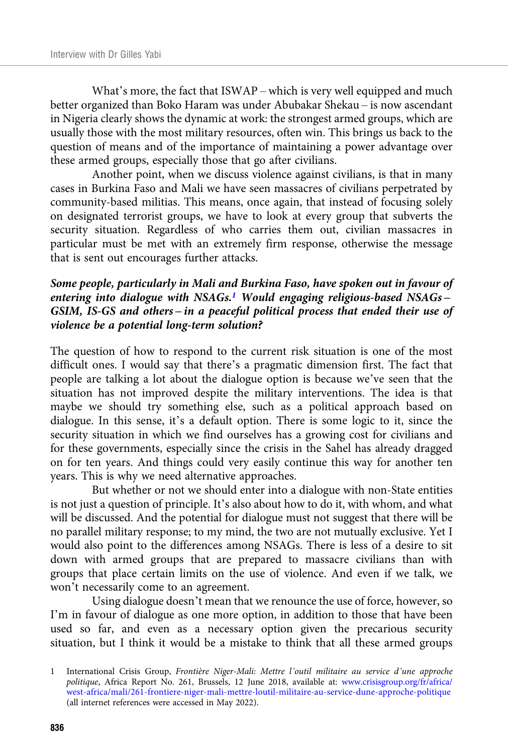What's more, the fact that ISWAP – which is very well equipped and much better organized than Boko Haram was under Abubakar Shekau – is now ascendant in Nigeria clearly shows the dynamic at work: the strongest armed groups, which are usually those with the most military resources, often win. This brings us back to the question of means and of the importance of maintaining a power advantage over these armed groups, especially those that go after civilians.

Another point, when we discuss violence against civilians, is that in many cases in Burkina Faso and Mali we have seen massacres of civilians perpetrated by community-based militias. This means, once again, that instead of focusing solely on designated terrorist groups, we have to look at every group that subverts the security situation. Regardless of who carries them out, civilian massacres in particular must be met with an extremely firm response, otherwise the message that is sent out encourages further attacks.

***Some people, particularly in Mali and Burkina Faso, have spoken out in favour of entering into dialogue with NSAGs.[1] Would engaging religious-based NSAGs – GSIM, IS-GS and others – in a peaceful political process that ended their use of violence be a potential long-term solution?***

The question of how to respond to the current risk situation is one of the most difficult ones. I would say that there's a pragmatic dimension first. The fact that people are talking a lot about the dialogue option is because we've seen that the situation has not improved despite the military interventions. The idea is that maybe we should try something else, such as a political approach based on dialogue. In this sense, it's a default option. There is some logic to it, since the security situation in which we find ourselves has a growing cost for civilians and for these governments, especially since the crisis in the Sahel has already dragged on for ten years. And things could very easily continue this way for another ten years. This is why we need alternative approaches.

But whether or not we should enter into a dialogue with non-State entities is not just a question of principle. It's also about how to do it, with whom, and what will be discussed. And the potential for dialogue must not suggest that there will be no parallel military response; to my mind, the two are not mutually exclusive. Yet I would also point to the differences among NSAGs. There is less of a desire to sit down with armed groups that are prepared to massacre civilians than with groups that place certain limits on the use of violence. And even if we talk, we won't necessarily come to an agreement.

Using dialogue doesn't mean that we renounce the use of force, however, so I'm in favour of dialogue as one more option, in addition to those that have been used so far, and even as a necessary option given the precarious security situation, but I think it would be a mistake to think that all these armed groups

1 International Crisis Group, *Frontière Niger-Mali: Mettre l'outil militaire au service d'une approche politique*, Africa Report No. 261, Brussels, 12 June 2018, available at: www.crisisgroup.org/fr/africa/west-africa/mali/261-frontiere-niger-mali-mettre-loutil-militaire-au-service-dune-approche-politique (all internet references were accessed in May 2022).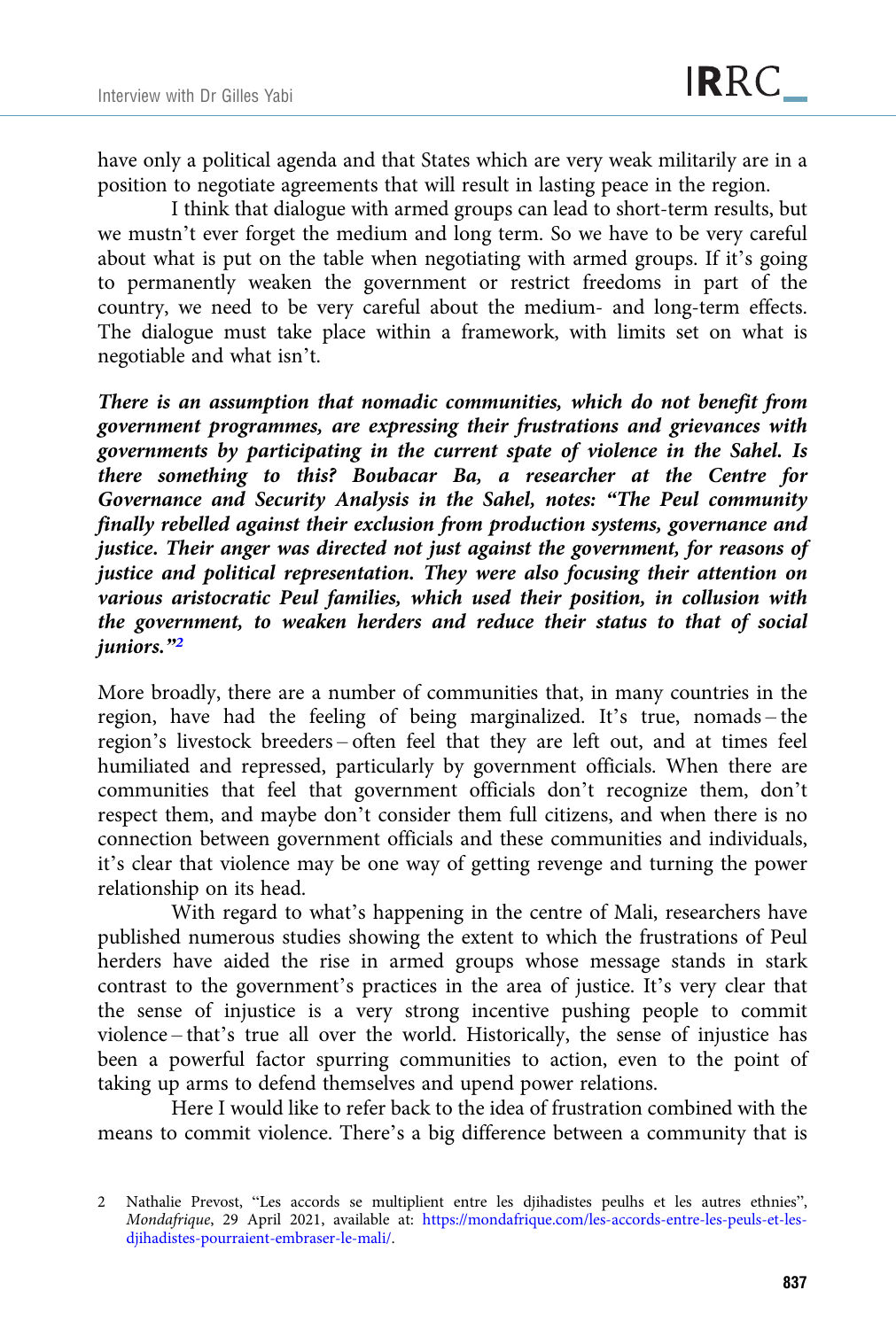have only a political agenda and that States which are very weak militarily are in a position to negotiate agreements that will result in lasting peace in the region.

I think that dialogue with armed groups can lead to short-term results, but we mustn't ever forget the medium and long term. So we have to be very careful about what is put on the table when negotiating with armed groups. If it's going to permanently weaken the government or restrict freedoms in part of the country, we need to be very careful about the medium- and long-term effects. The dialogue must take place within a framework, with limits set on what is negotiable and what isn't.

***There is an assumption that nomadic communities, which do not benefit from government programmes, are expressing their frustrations and grievances with governments by participating in the current spate of violence in the Sahel. Is there something to this? Boubacar Ba, a researcher at the Centre for Governance and Security Analysis in the Sahel, notes: "The Peul community finally rebelled against their exclusion from production systems, governance and justice. Their anger was directed not just against the government, for reasons of justice and political representation. They were also focusing their attention on various aristocratic Peul families, which used their position, in collusion with the government, to weaken herders and reduce their status to that of social juniors."[2]***

More broadly, there are a number of communities that, in many countries in the region, have had the feeling of being marginalized. It's true, nomads – the region's livestock breeders – often feel that they are left out, and at times feel humiliated and repressed, particularly by government officials. When there are communities that feel that government officials don't recognize them, don't respect them, and maybe don't consider them full citizens, and when there is no connection between government officials and these communities and individuals, it's clear that violence may be one way of getting revenge and turning the power relationship on its head.

With regard to what's happening in the centre of Mali, researchers have published numerous studies showing the extent to which the frustrations of Peul herders have aided the rise in armed groups whose message stands in stark contrast to the government's practices in the area of justice. It's very clear that the sense of injustice is a very strong incentive pushing people to commit violence – that's true all over the world. Historically, the sense of injustice has been a powerful factor spurring communities to action, even to the point of taking up arms to defend themselves and upend power relations.

Here I would like to refer back to the idea of frustration combined with the means to commit violence. There's a big difference between a community that is

---

2 Nathalie Prevost, "Les accords se multiplient entre les djihadistes peulhs et les autres ethnies", *Mondafrique*, 29 April 2021, available at: https://mondafrique.com/les-accords-entre-les-peuls-et-les-djihadistes-pourraient-embraser-le-mali/.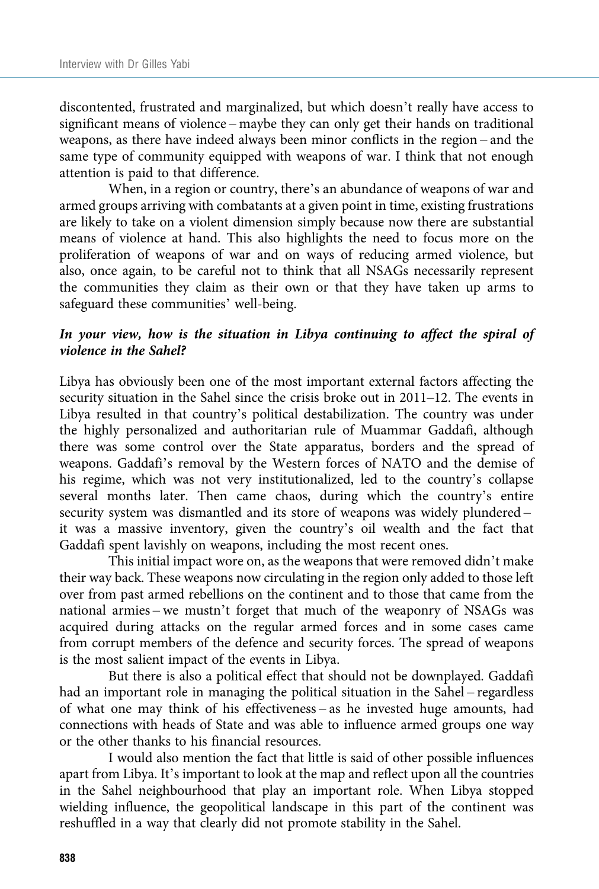discontented, frustrated and marginalized, but which doesn't really have access to significant means of violence – maybe they can only get their hands on traditional weapons, as there have indeed always been minor conflicts in the region – and the same type of community equipped with weapons of war. I think that not enough attention is paid to that difference.

When, in a region or country, there's an abundance of weapons of war and armed groups arriving with combatants at a given point in time, existing frustrations are likely to take on a violent dimension simply because now there are substantial means of violence at hand. This also highlights the need to focus more on the proliferation of weapons of war and on ways of reducing armed violence, but also, once again, to be careful not to think that all NSAGs necessarily represent the communities they claim as their own or that they have taken up arms to safeguard these communities' well-being.

***In your view, how is the situation in Libya continuing to affect the spiral of violence in the Sahel?***

Libya has obviously been one of the most important external factors affecting the security situation in the Sahel since the crisis broke out in 2011–12. The events in Libya resulted in that country's political destabilization. The country was under the highly personalized and authoritarian rule of Muammar Gaddafi, although there was some control over the State apparatus, borders and the spread of weapons. Gaddafi's removal by the Western forces of NATO and the demise of his regime, which was not very institutionalized, led to the country's collapse several months later. Then came chaos, during which the country's entire security system was dismantled and its store of weapons was widely plundered – it was a massive inventory, given the country's oil wealth and the fact that Gaddafi spent lavishly on weapons, including the most recent ones.

This initial impact wore on, as the weapons that were removed didn't make their way back. These weapons now circulating in the region only added to those left over from past armed rebellions on the continent and to those that came from the national armies – we mustn't forget that much of the weaponry of NSAGs was acquired during attacks on the regular armed forces and in some cases came from corrupt members of the defence and security forces. The spread of weapons is the most salient impact of the events in Libya.

But there is also a political effect that should not be downplayed. Gaddafi had an important role in managing the political situation in the Sahel – regardless of what one may think of his effectiveness – as he invested huge amounts, had connections with heads of State and was able to influence armed groups one way or the other thanks to his financial resources.

I would also mention the fact that little is said of other possible influences apart from Libya. It's important to look at the map and reflect upon all the countries in the Sahel neighbourhood that play an important role. When Libya stopped wielding influence, the geopolitical landscape in this part of the continent was reshuffled in a way that clearly did not promote stability in the Sahel.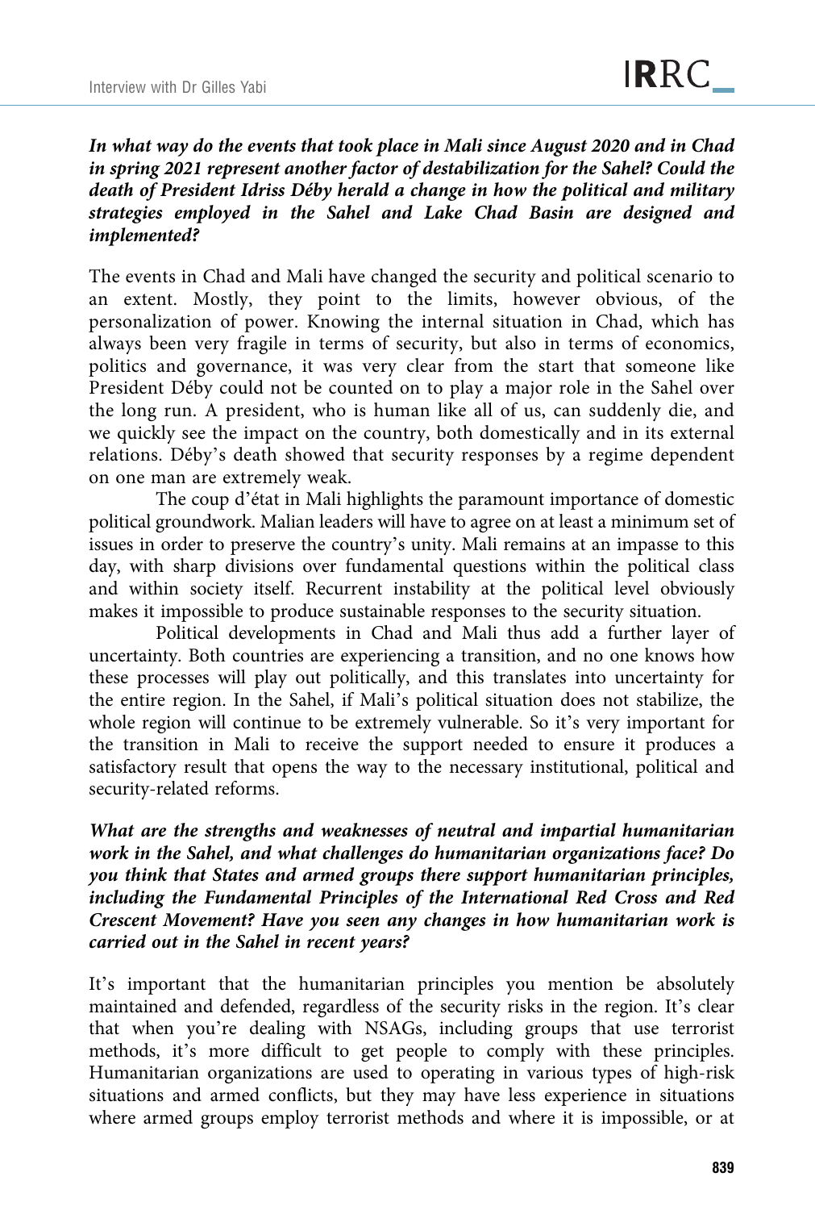***In what way do the events that took place in Mali since August 2020 and in Chad in spring 2021 represent another factor of destabilization for the Sahel? Could the death of President Idriss Déby herald a change in how the political and military strategies employed in the Sahel and Lake Chad Basin are designed and implemented?***

The events in Chad and Mali have changed the security and political scenario to an extent. Mostly, they point to the limits, however obvious, of the personalization of power. Knowing the internal situation in Chad, which has always been very fragile in terms of security, but also in terms of economics, politics and governance, it was very clear from the start that someone like President Déby could not be counted on to play a major role in the Sahel over the long run. A president, who is human like all of us, can suddenly die, and we quickly see the impact on the country, both domestically and in its external relations. Déby's death showed that security responses by a regime dependent on one man are extremely weak.

The coup d'état in Mali highlights the paramount importance of domestic political groundwork. Malian leaders will have to agree on at least a minimum set of issues in order to preserve the country's unity. Mali remains at an impasse to this day, with sharp divisions over fundamental questions within the political class and within society itself. Recurrent instability at the political level obviously makes it impossible to produce sustainable responses to the security situation.

Political developments in Chad and Mali thus add a further layer of uncertainty. Both countries are experiencing a transition, and no one knows how these processes will play out politically, and this translates into uncertainty for the entire region. In the Sahel, if Mali's political situation does not stabilize, the whole region will continue to be extremely vulnerable. So it's very important for the transition in Mali to receive the support needed to ensure it produces a satisfactory result that opens the way to the necessary institutional, political and security-related reforms.

***What are the strengths and weaknesses of neutral and impartial humanitarian work in the Sahel, and what challenges do humanitarian organizations face? Do you think that States and armed groups there support humanitarian principles, including the Fundamental Principles of the International Red Cross and Red Crescent Movement? Have you seen any changes in how humanitarian work is carried out in the Sahel in recent years?***

It's important that the humanitarian principles you mention be absolutely maintained and defended, regardless of the security risks in the region. It's clear that when you're dealing with NSAGs, including groups that use terrorist methods, it's more difficult to get people to comply with these principles. Humanitarian organizations are used to operating in various types of high-risk situations and armed conflicts, but they may have less experience in situations where armed groups employ terrorist methods and where it is impossible, or at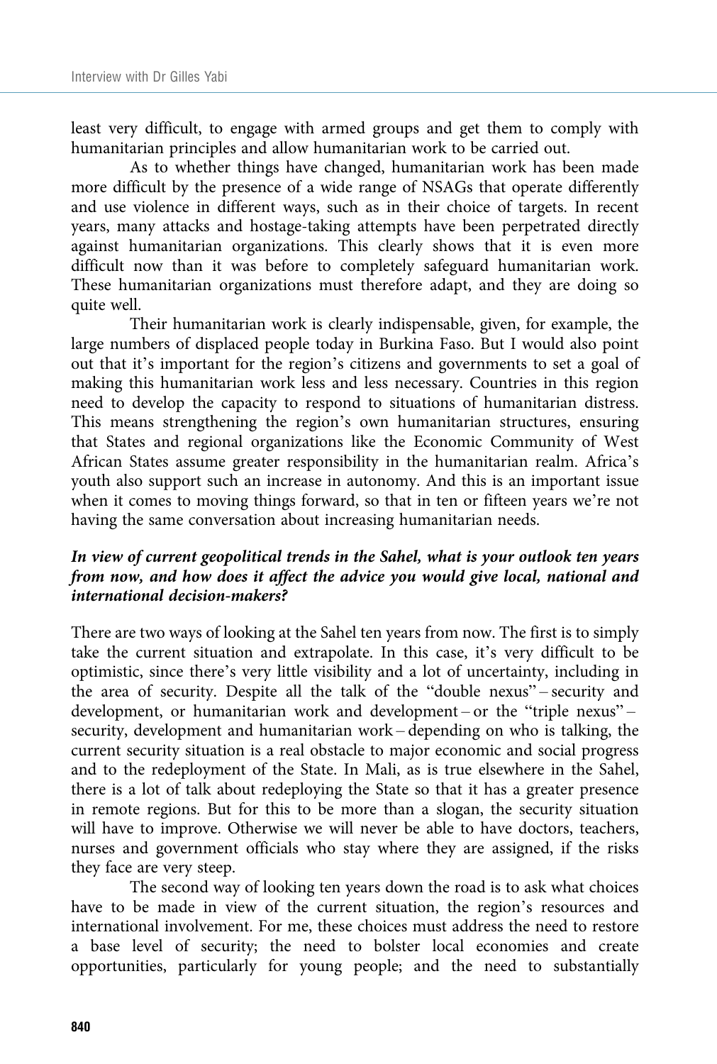least very difficult, to engage with armed groups and get them to comply with humanitarian principles and allow humanitarian work to be carried out.

As to whether things have changed, humanitarian work has been made more difficult by the presence of a wide range of NSAGs that operate differently and use violence in different ways, such as in their choice of targets. In recent years, many attacks and hostage-taking attempts have been perpetrated directly against humanitarian organizations. This clearly shows that it is even more difficult now than it was before to completely safeguard humanitarian work. These humanitarian organizations must therefore adapt, and they are doing so quite well.

Their humanitarian work is clearly indispensable, given, for example, the large numbers of displaced people today in Burkina Faso. But I would also point out that it's important for the region's citizens and governments to set a goal of making this humanitarian work less and less necessary. Countries in this region need to develop the capacity to respond to situations of humanitarian distress. This means strengthening the region's own humanitarian structures, ensuring that States and regional organizations like the Economic Community of West African States assume greater responsibility in the humanitarian realm. Africa's youth also support such an increase in autonomy. And this is an important issue when it comes to moving things forward, so that in ten or fifteen years we're not having the same conversation about increasing humanitarian needs.

***In view of current geopolitical trends in the Sahel, what is your outlook ten years from now, and how does it affect the advice you would give local, national and international decision-makers?***

There are two ways of looking at the Sahel ten years from now. The first is to simply take the current situation and extrapolate. In this case, it's very difficult to be optimistic, since there's very little visibility and a lot of uncertainty, including in the area of security. Despite all the talk of the "double nexus" – security and development, or humanitarian work and development – or the "triple nexus" – security, development and humanitarian work – depending on who is talking, the current security situation is a real obstacle to major economic and social progress and to the redeployment of the State. In Mali, as is true elsewhere in the Sahel, there is a lot of talk about redeploying the State so that it has a greater presence in remote regions. But for this to be more than a slogan, the security situation will have to improve. Otherwise we will never be able to have doctors, teachers, nurses and government officials who stay where they are assigned, if the risks they face are very steep.

The second way of looking ten years down the road is to ask what choices have to be made in view of the current situation, the region's resources and international involvement. For me, these choices must address the need to restore a base level of security; the need to bolster local economies and create opportunities, particularly for young people; and the need to substantially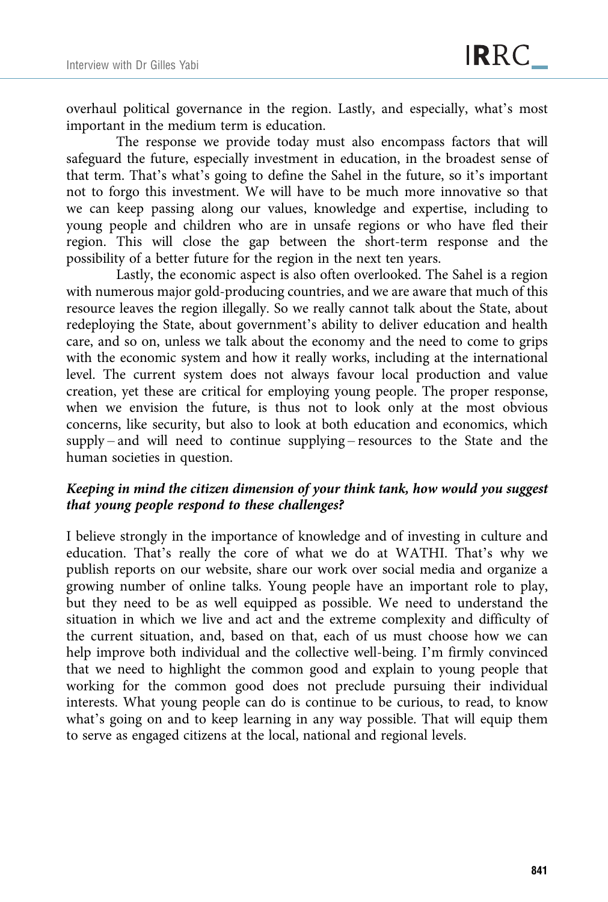overhaul political governance in the region. Lastly, and especially, what's most important in the medium term is education.

The response we provide today must also encompass factors that will safeguard the future, especially investment in education, in the broadest sense of that term. That's what's going to define the Sahel in the future, so it's important not to forgo this investment. We will have to be much more innovative so that we can keep passing along our values, knowledge and expertise, including to young people and children who are in unsafe regions or who have fled their region. This will close the gap between the short-term response and the possibility of a better future for the region in the next ten years.

Lastly, the economic aspect is also often overlooked. The Sahel is a region with numerous major gold-producing countries, and we are aware that much of this resource leaves the region illegally. So we really cannot talk about the State, about redeploying the State, about government's ability to deliver education and health care, and so on, unless we talk about the economy and the need to come to grips with the economic system and how it really works, including at the international level. The current system does not always favour local production and value creation, yet these are critical for employing young people. The proper response, when we envision the future, is thus not to look only at the most obvious concerns, like security, but also to look at both education and economics, which supply – and will need to continue supplying – resources to the State and the human societies in question.

***Keeping in mind the citizen dimension of your think tank, how would you suggest that young people respond to these challenges?***

I believe strongly in the importance of knowledge and of investing in culture and education. That's really the core of what we do at WATHI. That's why we publish reports on our website, share our work over social media and organize a growing number of online talks. Young people have an important role to play, but they need to be as well equipped as possible. We need to understand the situation in which we live and act and the extreme complexity and difficulty of the current situation, and, based on that, each of us must choose how we can help improve both individual and the collective well-being. I'm firmly convinced that we need to highlight the common good and explain to young people that working for the common good does not preclude pursuing their individual interests. What young people can do is continue to be curious, to read, to know what's going on and to keep learning in any way possible. That will equip them to serve as engaged citizens at the local, national and regional levels.